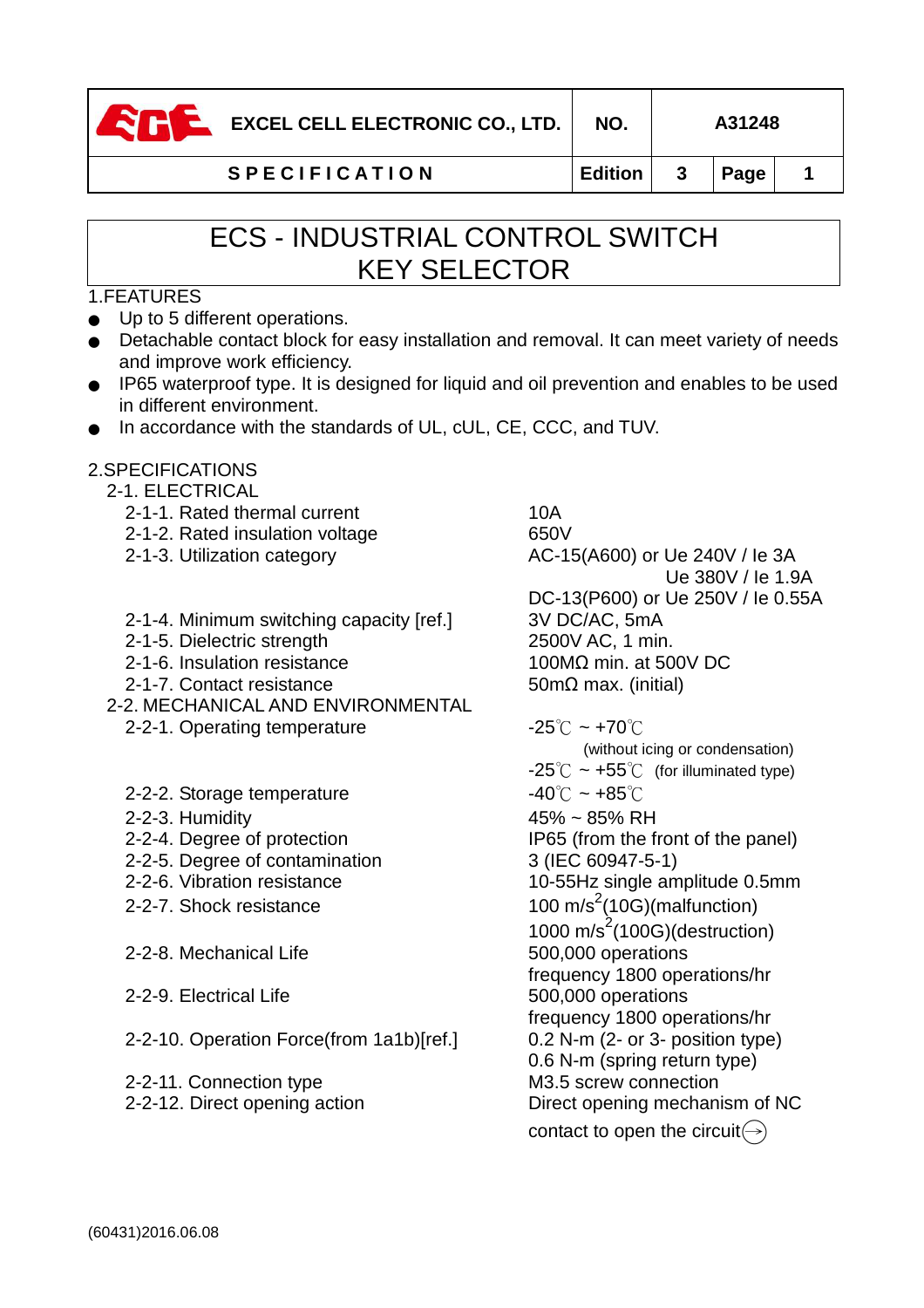| EXCEL CELL ELECTRONIC CO., LTD. | NO. | A31248 | | |
|---|---|---|---|---|
| SPECIFICATION | Edition | 3 | Page | 1 |

# ECS - INDUSTRIAL CONTROL SWITCH
# KEY SELECTOR

## 1.FEATURES

- Up to 5 different operations.
- Detachable contact block for easy installation and removal. It can meet variety of needs and improve work efficiency.
- IP65 waterproof type. It is designed for liquid and oil prevention and enables to be used in different environment.
- In accordance with the standards of UL, cUL, CE, CCC, and TUV.

## 2.SPECIFICATIONS

### 2-1. ELECTRICAL

| | |
|---|---|
| 2-1-1. Rated thermal current | 10A |
| 2-1-2. Rated insulation voltage | 650V |
| 2-1-3. Utilization category | AC-15(A600) or Ue 240V / Ie 3A<br>Ue 380V / Ie 1.9A<br>DC-13(P600) or Ue 250V / Ie 0.55A |
| 2-1-4. Minimum switching capacity [ref.] | 3V DC/AC, 5mA |
| 2-1-5. Dielectric strength | 2500V AC, 1 min. |
| 2-1-6. Insulation resistance | 100MΩ min. at 500V DC |
| 2-1-7. Contact resistance | 50mΩ max. (initial) |

### 2-2. MECHANICAL AND ENVIRONMENTAL

| | |
|---|---|
| 2-2-1. Operating temperature | -25℃ ~ +70℃<br>(without icing or condensation)<br>-25℃ ~ +55℃ (for illuminated type) |
| 2-2-2. Storage temperature | -40℃ ~ +85℃ |
| 2-2-3. Humidity | 45% ~ 85% RH |
| 2-2-4. Degree of protection | IP65 (from the front of the panel) |
| 2-2-5. Degree of contamination | 3 (IEC 60947-5-1) |
| 2-2-6. Vibration resistance | 10-55Hz single amplitude 0.5mm |
| 2-2-7. Shock resistance | 100 $m/s^2$(10G)(malfunction)<br>1000 $m/s^2$(100G)(destruction) |
| 2-2-8. Mechanical Life | 500,000 operations<br>frequency 1800 operations/hr |
| 2-2-9. Electrical Life | 500,000 operations<br>frequency 1800 operations/hr |
| 2-2-10. Operation Force(from 1a1b)[ref.] | 0.2 N-m (2- or 3- position type)<br>0.6 N-m (spring return type) |
| 2-2-11. Connection type | M3.5 screw connection |
| 2-2-12. Direct opening action | Direct opening mechanism of NC contact to open the circuit(→) |

(60431)2016.06.08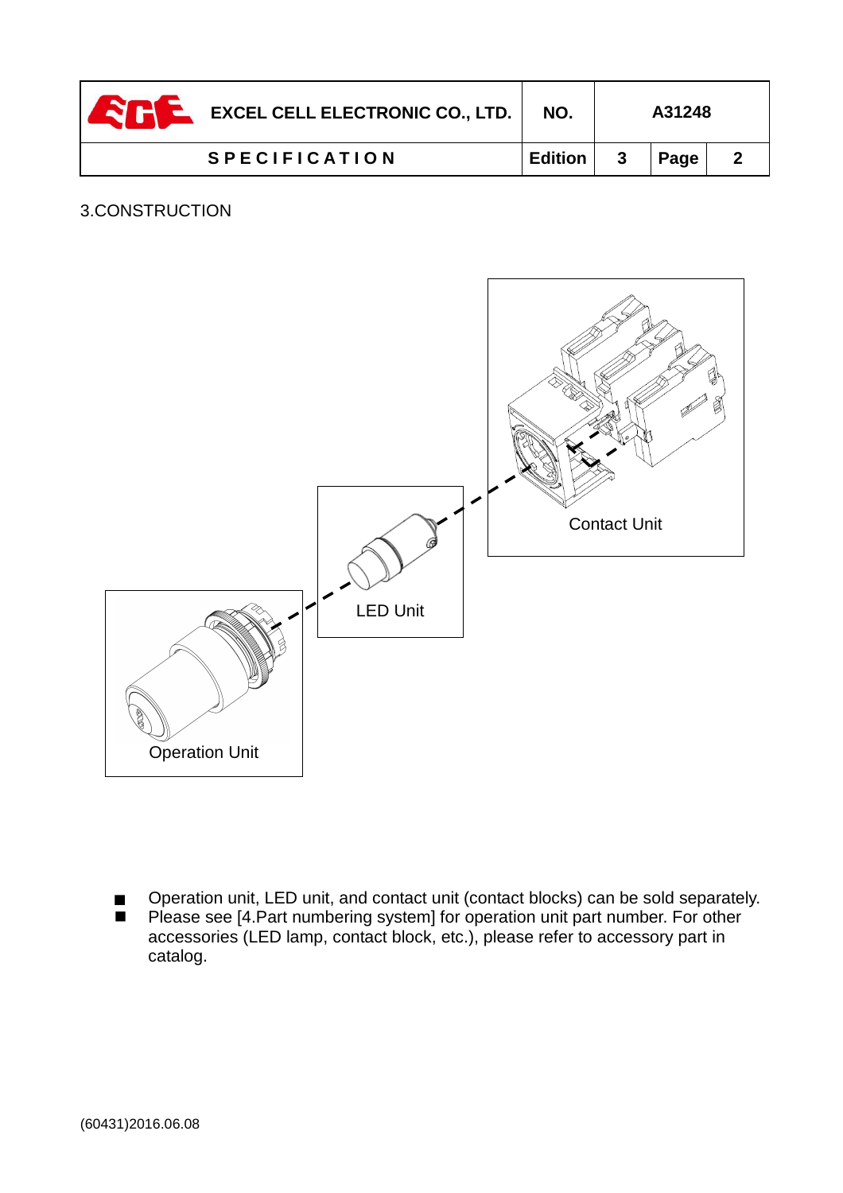## 3.CONSTRUCTION

Contact Unit

LED Unit

Operation Unit

- Operation unit, LED unit, and contact unit (contact blocks) can be sold separately.
- Please see [4.Part numbering system] for operation unit part number. For other accessories (LED lamp, contact block, etc.), please refer to accessory part in catalog.

(60431)2016.06.08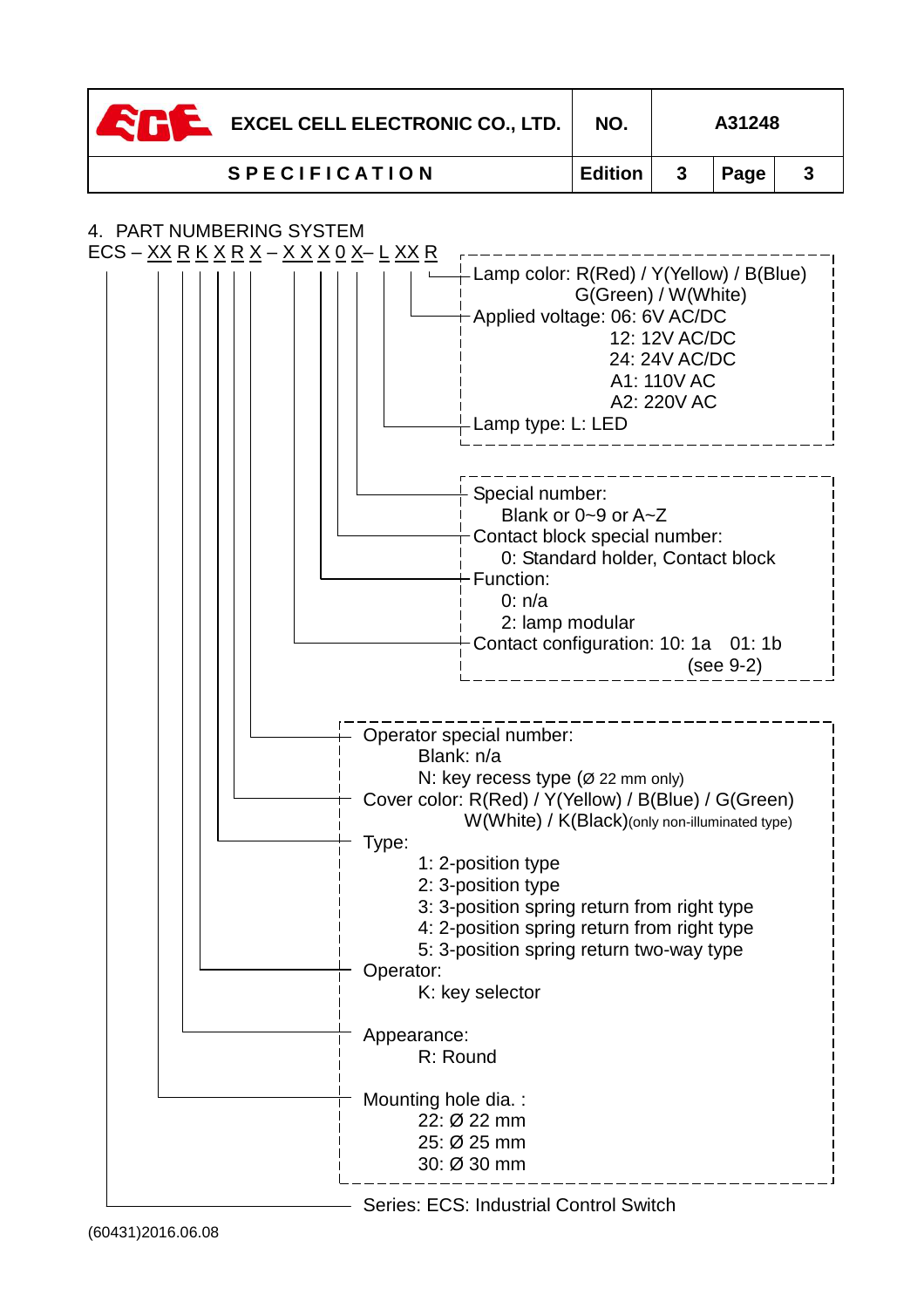## 4. PART NUMBERING SYSTEM

ECS – XX R K X R X – X X X 0 X– L XX R

- Lamp color: R(Red) / Y(Yellow) / B(Blue) G(Green) / W(White)
- Applied voltage: 06: 6V AC/DC
  - 12: 12V AC/DC
  - 24: 24V AC/DC
  - A1: 110V AC
  - A2: 220V AC
- Lamp type: L: LED

- Special number:
  - Blank or 0~9 or A~Z
- Contact block special number:
  - 0: Standard holder, Contact block
- Function:
  - 0: n/a
  - 2: lamp modular
- Contact configuration: 10: 1a 01: 1b (see 9-2)

- Operator special number:
  - Blank: n/a
  - N: key recess type (Ø 22 mm only)
- Cover color: R(Red) / Y(Yellow) / B(Blue) / G(Green) W(White) / K(Black)(only non-illuminated type)
- Type:
  - 1: 2-position type
  - 2: 3-position type
  - 3: 3-position spring return from right type
  - 4: 2-position spring return from right type
  - 5: 3-position spring return two-way type
- Operator:
  - K: key selector
- Appearance:
  - R: Round
- Mounting hole dia. :
  - 22: Ø 22 mm
  - 25: Ø 25 mm
  - 30: Ø 30 mm

- Series: ECS: Industrial Control Switch

(60431)2016.06.08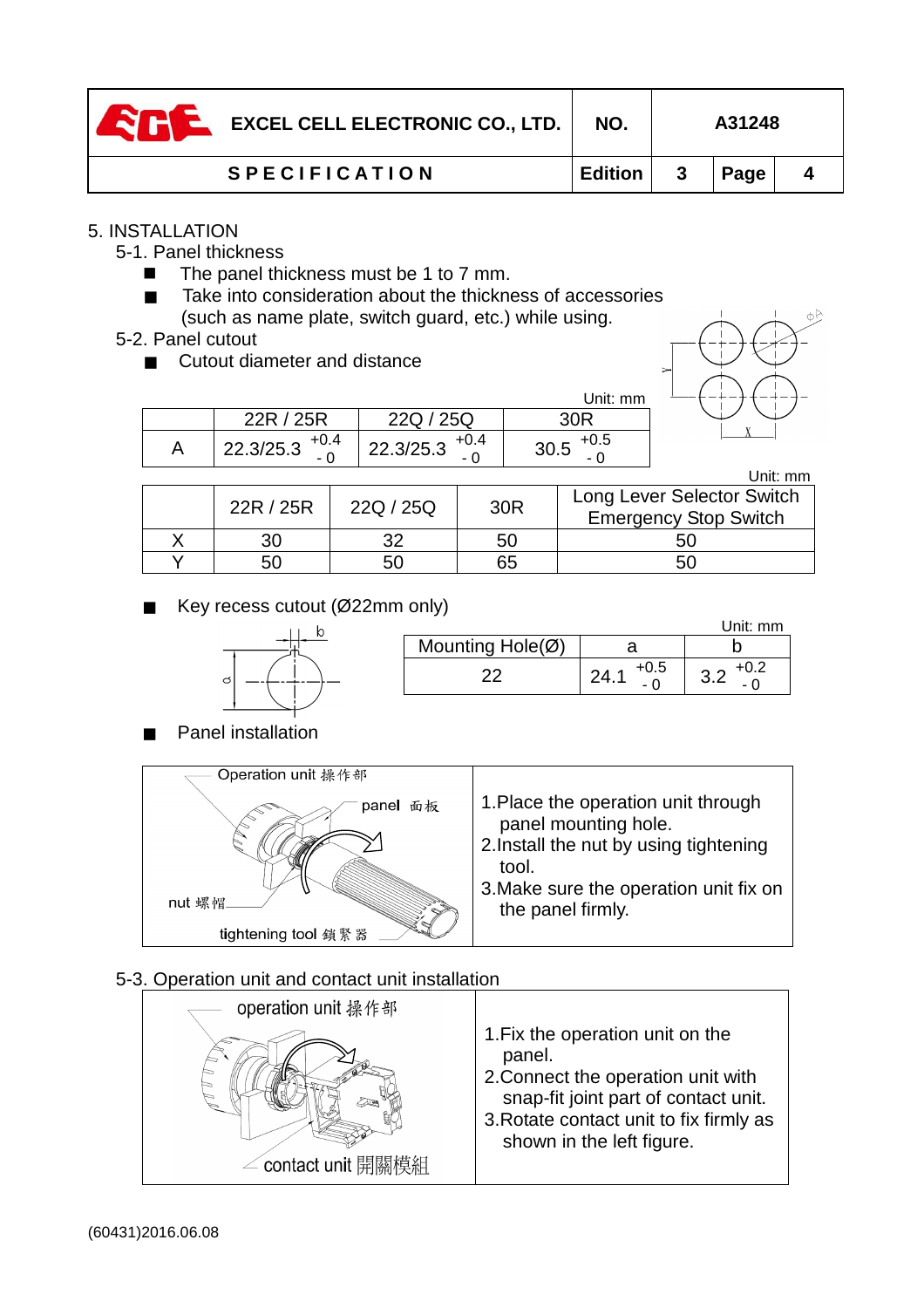| EXCEL CELL ELECTRONIC CO., LTD. | NO. | A31248 | |
|---|---|---|---|
| SPECIFICATION | Edition | 3 | Page 4 |

# 5. INSTALLATION

## 5-1. Panel thickness

- The panel thickness must be 1 to 7 mm.
- Take into consideration about the thickness of accessories (such as name plate, switch guard, etc.) while using.

## 5-2. Panel cutout

- Cutout diameter and distance

Unit: mm

| | 22R / 25R | 22Q / 25Q | 30R |
|---|---|---|---|
| A | 22.3/25.3 $^{+0.4}_{-0}$ | 22.3/25.3 $^{+0.4}_{-0}$ | 30.5 $^{+0.5}_{-0}$ |

ØA

Y

X

Unit: mm

| | 22R / 25R | 22Q / 25Q | 30R | Long Lever Selector Switch Emergency Stop Switch |
|---|---|---|---|---|
| X | 30 | 32 | 50 | 50 |
| Y | 50 | 50 | 65 | 50 |

- Key recess cutout (Ø22mm only)

b

a

Unit: mm

| Mounting Hole(Ø) | a | b |
|---|---|---|
| 22 | 24.1 $^{+0.5}_{-0}$ | 3.2 $^{+0.2}_{-0}$ |

- Panel installation

Operation unit 操作部

panel 面板

nut 螺帽

tightening tool 鎖緊器

1. Place the operation unit through panel mounting hole.
2. Install the nut by using tightening tool.
3. Make sure the operation unit fix on the panel firmly.

## 5-3. Operation unit and contact unit installation

operation unit 操作部

contact unit 開關模組

1. Fix the operation unit on the panel.
2. Connect the operation unit with snap-fit joint part of contact unit.
3. Rotate contact unit to fix firmly as shown in the left figure.

(60431)2016.06.08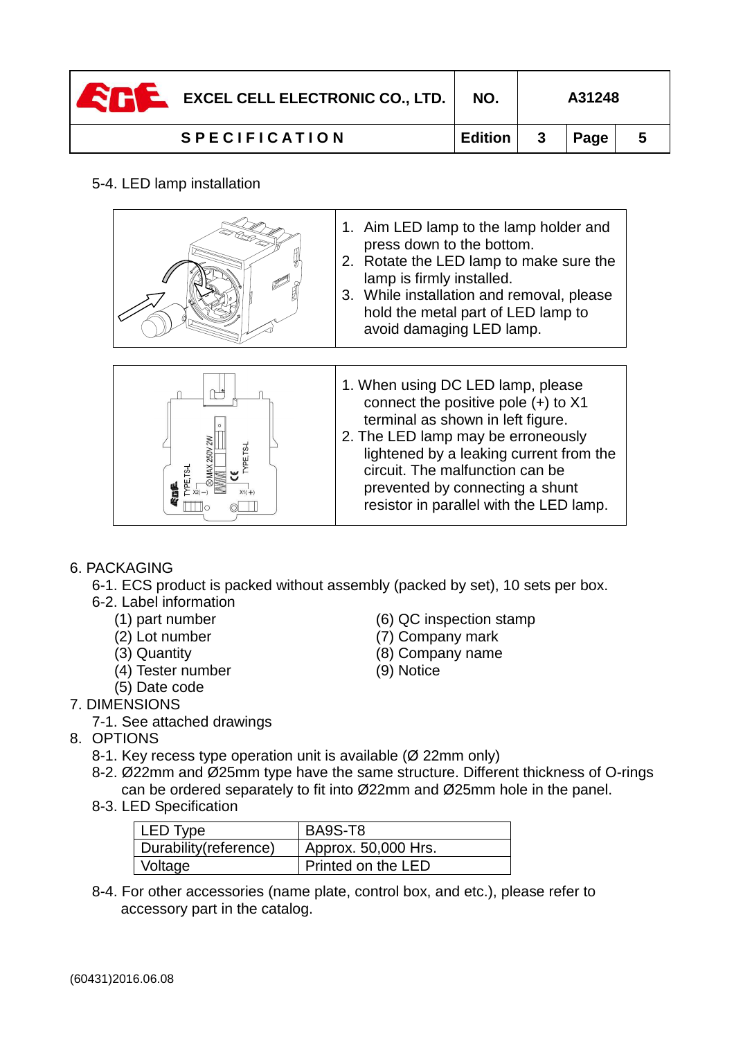5-4. LED lamp installation

| | |
|---|---|
| | 1. Aim LED lamp to the lamp holder and press down to the bottom.<br>2. Rotate the LED lamp to make sure the lamp is firmly installed.<br>3. While installation and removal, please hold the metal part of LED lamp to avoid damaging LED lamp. |
| | 1. When using DC LED lamp, please connect the positive pole (+) to X1 terminal as shown in left figure.<br>2. The LED lamp may be erroneously lightened by a leaking current from the circuit. The malfunction can be prevented by connecting a shunt resistor in parallel with the LED lamp. |

6. PACKAGING

6-1. ECS product is packed without assembly (packed by set), 10 sets per box.

6-2. Label information

(1) part number
(2) Lot number
(3) Quantity
(4) Tester number
(5) Date code
(6) QC inspection stamp
(7) Company mark
(8) Company name
(9) Notice

7. DIMENSIONS

7-1. See attached drawings

8. OPTIONS

8-1. Key recess type operation unit is available (Ø 22mm only)

8-2. Ø22mm and Ø25mm type have the same structure. Different thickness of O-rings can be ordered separately to fit into Ø22mm and Ø25mm hole in the panel.

8-3. LED Specification

| | |
|---|---|
| LED Type | BA9S-T8 |
| Durability(reference) | Approx. 50,000 Hrs. |
| Voltage | Printed on the LED |

8-4. For other accessories (name plate, control box, and etc.), please refer to accessory part in the catalog.

(60431)2016.06.08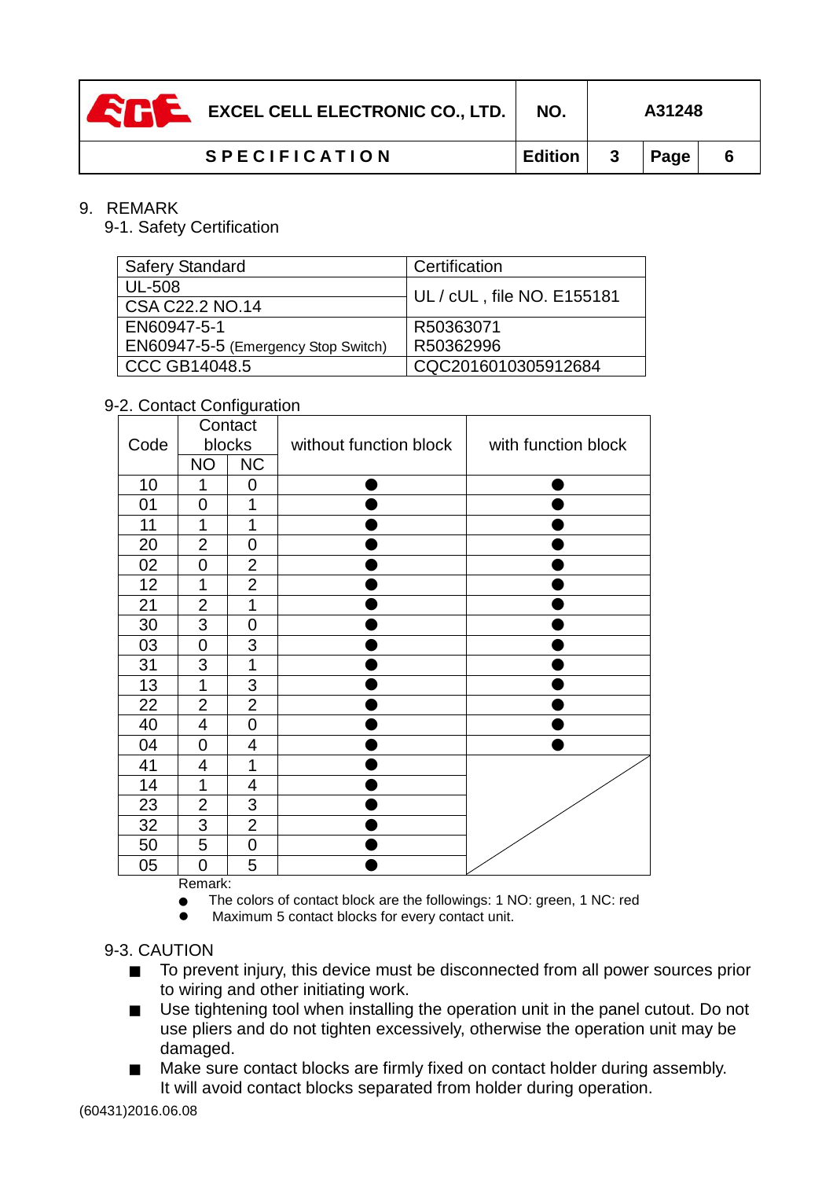## 9. REMARK

### 9-1. Safety Certification

| Safery Standard | Certification |
|---|---|
| UL-508 | UL / cUL , file NO. E155181 |
| CSA C22.2 NO.14 | |
| EN60947-5-1 | R50363071 |
| EN60947-5-5 (Emergency Stop Switch) | R50362996 |
| CCC GB14048.5 | CQC2016010305912684 |

### 9-2. Contact Configuration

| Code | Contact blocks | | without function block | with function block |
|---|---|---|---|---|
| | NO | NC | | |
| 10 | 1 | 0 | ● | ● |
| 01 | 0 | 1 | ● | ● |
| 11 | 1 | 1 | ● | ● |
| 20 | 2 | 0 | ● | ● |
| 02 | 0 | 2 | ● | ● |
| 12 | 1 | 2 | ● | ● |
| 21 | 2 | 1 | ● | ● |
| 30 | 3 | 0 | ● | ● |
| 03 | 0 | 3 | ● | ● |
| 31 | 3 | 1 | ● | ● |
| 13 | 1 | 3 | ● | ● |
| 22 | 2 | 2 | ● | ● |
| 40 | 4 | 0 | ● | ● |
| 04 | 0 | 4 | ● | ● |
| 41 | 4 | 1 | ● | |
| 14 | 1 | 4 | ● | |
| 23 | 2 | 3 | ● | |
| 32 | 3 | 2 | ● | |
| 50 | 5 | 0 | ● | |
| 05 | 0 | 5 | ● | |

Remark:

- The colors of contact block are the followings: 1 NO: green, 1 NC: red
- Maximum 5 contact blocks for every contact unit.

### 9-3. CAUTION

- To prevent injury, this device must be disconnected from all power sources prior to wiring and other initiating work.
- Use tightening tool when installing the operation unit in the panel cutout. Do not use pliers and do not tighten excessively, otherwise the operation unit may be damaged.
- Make sure contact blocks are firmly fixed on contact holder during assembly. It will avoid contact blocks separated from holder during operation.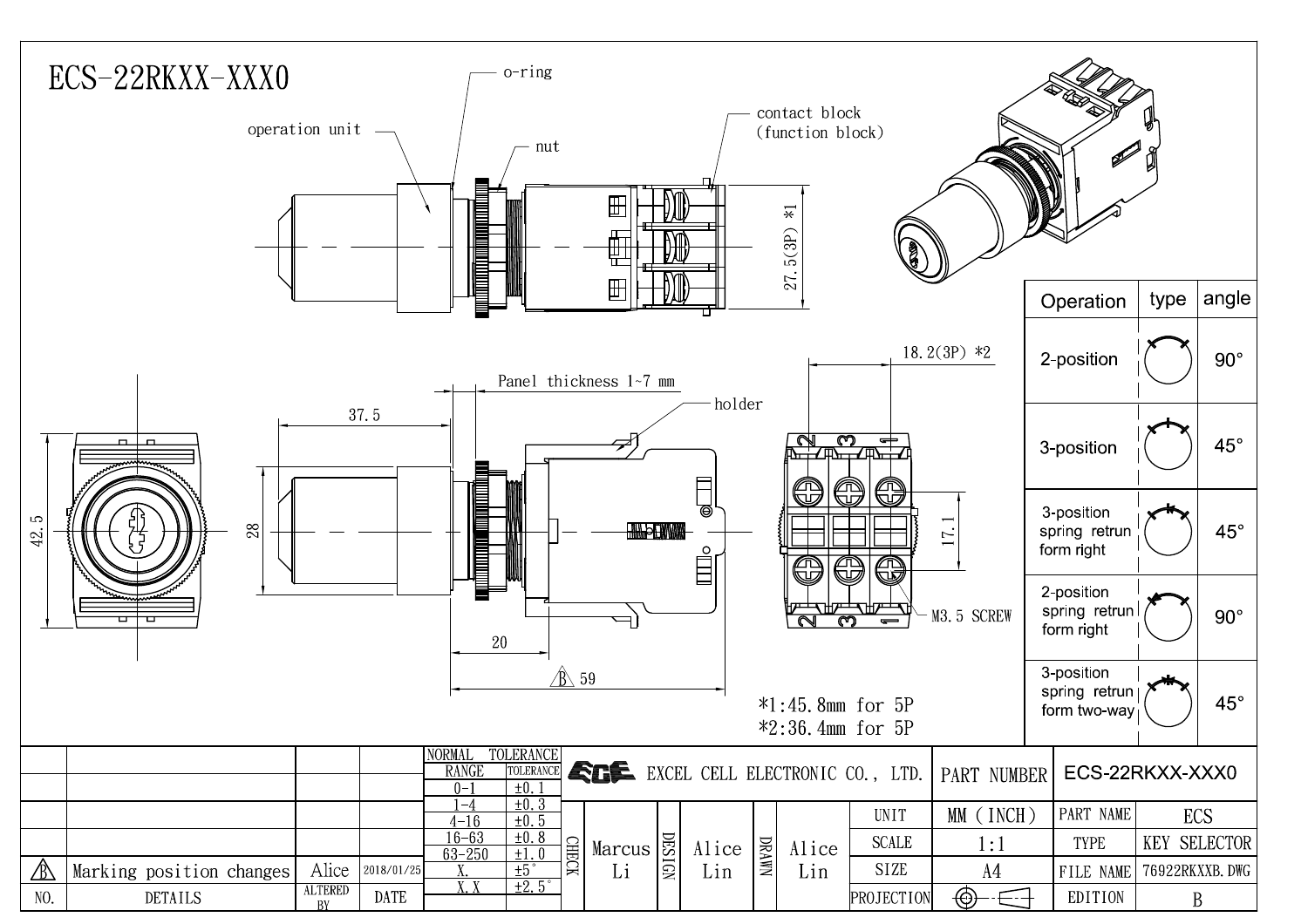# ECS-22RKXX-XXX0

o-ring

operation unit

nut

contact block (function block)

27.5(3P) *1

18.2(3P) *2

Panel thickness 1~7 mm

holder

37.5

42.5

28

17.1

M3.5 SCREW

20

59

*1:45.8mm for 5P

*2:36.4mm for 5P

| Operation | type | angle |
|---|---|---|
| 2-position | | 90° |
| 3-position | | 45° |
| 3-position spring retrun form right | | 45° |
| 2-position spring retrun form right | | 90° |
| 3-position spring retrun form two-way | | 45° |

| NORMAL TOLERANCE | |
|---|---|
| RANGE | TOLERANCE |
| 0-1 | ±0.1 |
| 1-4 | ±0.3 |
| 4-16 | ±0.5 |
| 16-63 | ±0.8 |
| 63-250 | ±1.0 |
| X. | ±5° |
| X.X | ±2.5° |

| NO. | DETAILS | ALTERED BY | DATE |
|---|---|---|---|
| B | Marking position changes | Alice | 2018/01/25 |

EXCEL CELL ELECTRONIC CO., LTD.

| | |
|---|---|
| PART NUMBER | ECS-22RKXX-XXX0 |
| CHECK | Marcus Li |
| DESIGN | Alice Lin |
| DRAWN | Alice Lin |
| UNIT | MM (INCH) |
| SCALE | 1:1 |
| SIZE | A4 |
| PROJECTION | |
| PART NAME | ECS |
| TYPE | KEY SELECTOR |
| FILE NAME | 76922RKXXB.DWG |
| EDITION | B |